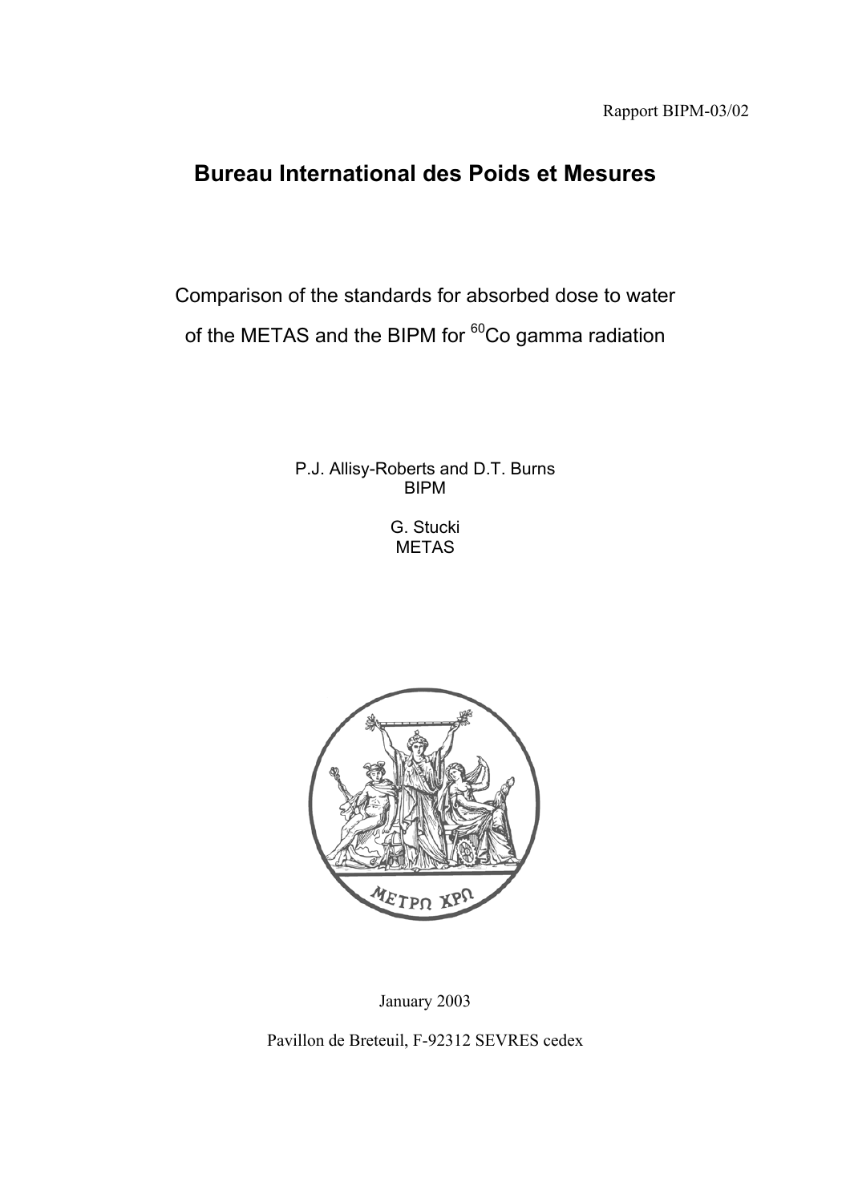Rapport BIPM-03/02

# Bureau International des Poids et Mesures

Comparison of the standards for absorbed dose to water of the METAS and the BIPM for $^{60}$Co gamma radiation

P.J. Allisy-Roberts and D.T. Burns
BIPM

G. Stucki
METAS

January 2003

Pavillon de Breteuil, F-92312 SEVRES cedex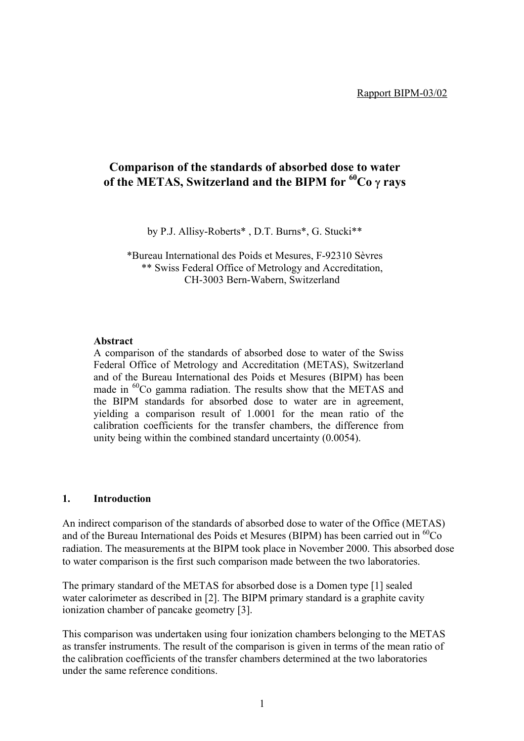Rapport BIPM-03/02

# Comparison of the standards of absorbed dose to water of the METAS, Switzerland and the BIPM for $^{60}$Co $\gamma$ rays

by P.J. Allisy-Roberts* , D.T. Burns*, G. Stucki**

*Bureau International des Poids et Mesures, F-92310 Sèvres
** Swiss Federal Office of Metrology and Accreditation,
CH-3003 Bern-Wabern, Switzerland

**Abstract**

A comparison of the standards of absorbed dose to water of the Swiss Federal Office of Metrology and Accreditation (METAS), Switzerland and of the Bureau International des Poids et Mesures (BIPM) has been made in $^{60}$Co gamma radiation. The results show that the METAS and the BIPM standards for absorbed dose to water are in agreement, yielding a comparison result of 1.0001 for the mean ratio of the calibration coefficients for the transfer chambers, the difference from unity being within the combined standard uncertainty (0.0054).

## 1. Introduction

An indirect comparison of the standards of absorbed dose to water of the Office (METAS) and of the Bureau International des Poids et Mesures (BIPM) has been carried out in $^{60}$Co radiation. The measurements at the BIPM took place in November 2000. This absorbed dose to water comparison is the first such comparison made between the two laboratories.

The primary standard of the METAS for absorbed dose is a Domen type [1] sealed water calorimeter as described in [2]. The BIPM primary standard is a graphite cavity ionization chamber of pancake geometry [3].

This comparison was undertaken using four ionization chambers belonging to the METAS as transfer instruments. The result of the comparison is given in terms of the mean ratio of the calibration coefficients of the transfer chambers determined at the two laboratories under the same reference conditions.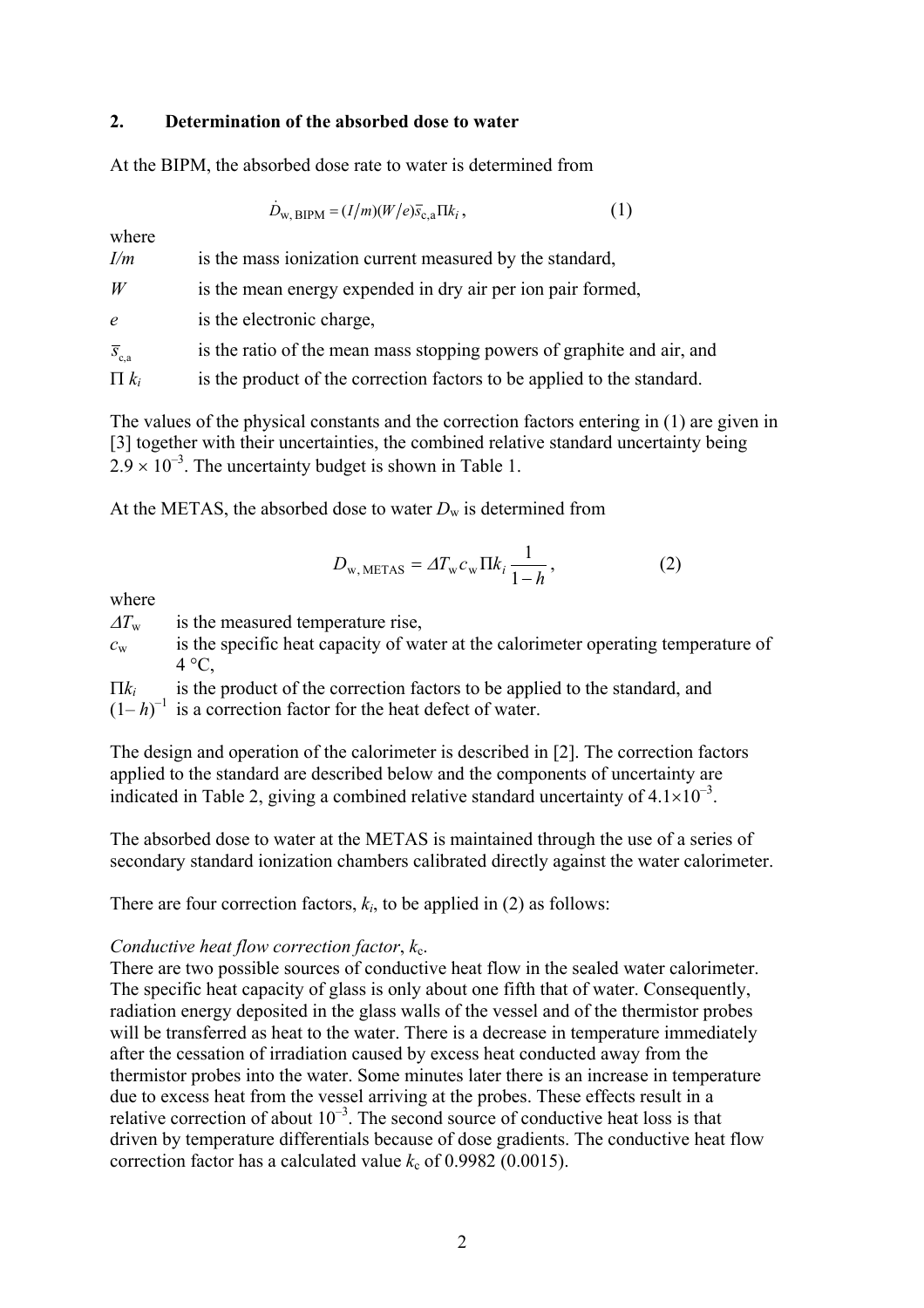## 2. Determination of the absorbed dose to water

At the BIPM, the absorbed dose rate to water is determined from

$$\dot{D}_{\mathrm{w,\,BIPM}} = (I/m)(W/e)\bar{s}_{\mathrm{c,a}}\Pi k_i\,, \tag{1}$$

where

| | |
|---|---|
| $I/m$ | is the mass ionization current measured by the standard, |
| $W$ | is the mean energy expended in dry air per ion pair formed, |
| $e$ | is the electronic charge, |
| $\bar{s}_{\mathrm{c,a}}$ | is the ratio of the mean mass stopping powers of graphite and air, and |
| $\Pi\, k_i$ | is the product of the correction factors to be applied to the standard. |

The values of the physical constants and the correction factors entering in (1) are given in [3] together with their uncertainties, the combined relative standard uncertainty being $2.9 \times 10^{-3}$. The uncertainty budget is shown in Table 1.

At the METAS, the absorbed dose to water $D_{\mathrm{w}}$ is determined from

$$D_{\mathrm{w,\,METAS}} = \Delta T_{\mathrm{w}}\, c_{\mathrm{w}}\, \Pi k_i \frac{1}{1-h}\,, \tag{2}$$

where

| | |
|---|---|
| $\Delta T_{\mathrm{w}}$ | is the measured temperature rise, |
| $c_{\mathrm{w}}$ | is the specific heat capacity of water at the calorimeter operating temperature of 4 °C, |
| $\Pi k_i$ | is the product of the correction factors to be applied to the standard, and |
| $(1-h)^{-1}$ | is a correction factor for the heat defect of water. |

The design and operation of the calorimeter is described in [2]. The correction factors applied to the standard are described below and the components of uncertainty are indicated in Table 2, giving a combined relative standard uncertainty of $4.1 \times 10^{-3}$.

The absorbed dose to water at the METAS is maintained through the use of a series of secondary standard ionization chambers calibrated directly against the water calorimeter.

There are four correction factors, $k_i$, to be applied in (2) as follows:

*Conductive heat flow correction factor*, $k_{\mathrm{c}}$.
There are two possible sources of conductive heat flow in the sealed water calorimeter. The specific heat capacity of glass is only about one fifth that of water. Consequently, radiation energy deposited in the glass walls of the vessel and of the thermistor probes will be transferred as heat to the water. There is a decrease in temperature immediately after the cessation of irradiation caused by excess heat conducted away from the thermistor probes into the water. Some minutes later there is an increase in temperature due to excess heat from the vessel arriving at the probes. These effects result in a relative correction of about $10^{-3}$. The second source of conductive heat loss is that driven by temperature differentials because of dose gradients. The conductive heat flow correction factor has a calculated value $k_{\mathrm{c}}$ of 0.9982 (0.0015).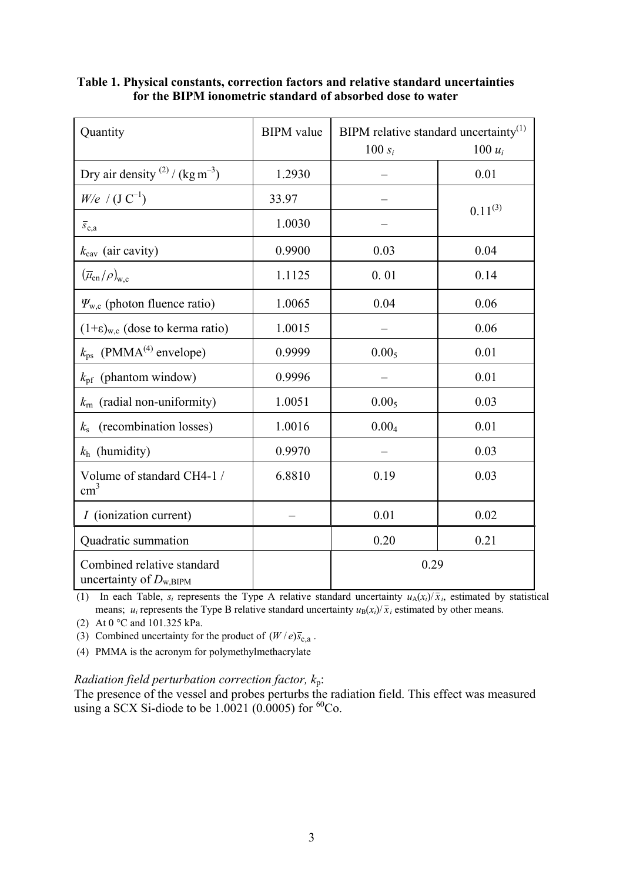**Table 1. Physical constants, correction factors and relative standard uncertainties for the BIPM ionometric standard of absorbed dose to water**

| Quantity | BIPM value | BIPM relative standard uncertainty[(1)] 100 $s_i$ | 100 $u_i$ |
|---|---|---|---|
| Dry air density [(2)] / (kg m$^{-3}$) | 1.2930 | – | 0.01 |
| $W/e$ / (J C$^{-1}$) | 33.97 | – | 0.11[(3)] |
| $\bar{s}_{c,a}$ | 1.0030 | – | |
| $k_{cav}$ (air cavity) | 0.9900 | 0.03 | 0.04 |
| $(\bar{\mu}_{en}/\rho)_{w,c}$ | 1.1125 | 0. 01 | 0.14 |
| $\Psi_{w,c}$ (photon fluence ratio) | 1.0065 | 0.04 | 0.06 |
| $(1+\varepsilon)_{w,c}$ (dose to kerma ratio) | 1.0015 | – | 0.06 |
| $k_{ps}$ (PMMA[(4)] envelope) | 0.9999 | $0.00_5$ | 0.01 |
| $k_{pf}$ (phantom window) | 0.9996 | – | 0.01 |
| $k_{rn}$ (radial non-uniformity) | 1.0051 | $0.00_5$ | 0.03 |
| $k_s$ (recombination losses) | 1.0016 | $0.00_4$ | 0.01 |
| $k_h$ (humidity) | 0.9970 | – | 0.03 |
| Volume of standard CH4-1 / cm$^3$ | 6.8810 | 0.19 | 0.03 |
| $I$ (ionization current) | – | 0.01 | 0.02 |
| Quadratic summation | | 0.20 | 0.21 |
| Combined relative standard uncertainty of $D_{w,BIPM}$ | | 0.29 | |

(1) In each Table, $s_i$ represents the Type A relative standard uncertainty $u_A(x_i)/\bar{x}_i$, estimated by statistical means; $u_i$ represents the Type B relative standard uncertainty $u_B(x_i)/\bar{x}_i$ estimated by other means.

(2) At 0 °C and 101.325 kPa.

(3) Combined uncertainty for the product of $(W/e)\bar{s}_{c,a}$.

(4) PMMA is the acronym for polymethylmethacrylate

*Radiation field perturbation correction factor, $k_p$:*

The presence of the vessel and probes perturbs the radiation field. This effect was measured using a SCX Si-diode to be 1.0021 (0.0005) for $^{60}$Co.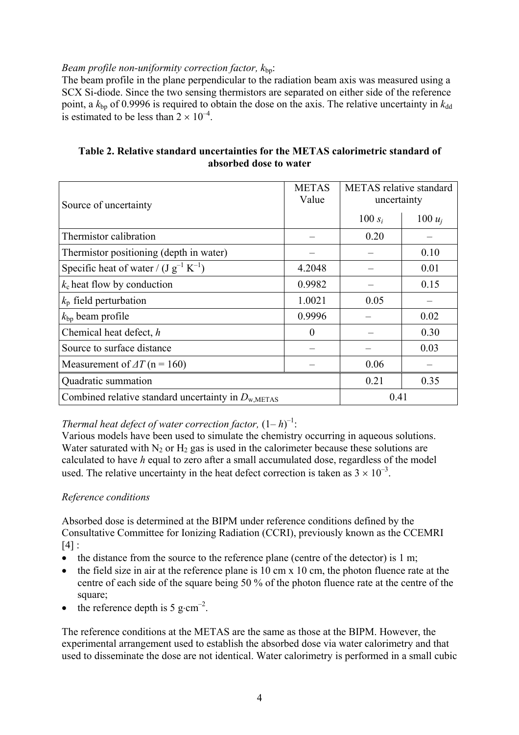*Beam profile non-uniformity correction factor,* $k_{bp}$:
The beam profile in the plane perpendicular to the radiation beam axis was measured using a SCX Si-diode. Since the two sensing thermistors are separated on either side of the reference point, a $k_{bp}$ of 0.9996 is required to obtain the dose on the axis. The relative uncertainty in $k_{dd}$ is estimated to be less than $2 \times 10^{-4}$.

**Table 2. Relative standard uncertainties for the METAS calorimetric standard of absorbed dose to water**

| Source of uncertainty | METAS Value | METAS relative standard uncertainty | |
|---|---|---|---|
| | | $100\ s_i$ | $100\ u_j$ |
| Thermistor calibration | – | 0.20 | – |
| Thermistor positioning (depth in water) | – | – | 0.10 |
| Specific heat of water / (J $g^{-1}$ $K^{-1}$) | 4.2048 | – | 0.01 |
| $k_c$ heat flow by conduction | 0.9982 | – | 0.15 |
| $k_p$ field perturbation | 1.0021 | 0.05 | – |
| $k_{bp}$ beam profile | 0.9996 | – | 0.02 |
| Chemical heat defect, $h$ | 0 | – | 0.30 |
| Source to surface distance | – | – | 0.03 |
| Measurement of $\Delta T$ (n = 160) | – | 0.06 | – |
| Quadratic summation | | 0.21 | 0.35 |
| Combined relative standard uncertainty in $D_{w,METAS}$ | | 0.41 | |

*Thermal heat defect of water correction factor,* $(1-h)^{-1}$:
Various models have been used to simulate the chemistry occurring in aqueous solutions. Water saturated with $N_2$ or $H_2$ gas is used in the calorimeter because these solutions are calculated to have $h$ equal to zero after a small accumulated dose, regardless of the model used. The relative uncertainty in the heat defect correction is taken as $3 \times 10^{-3}$.

*Reference conditions*

Absorbed dose is determined at the BIPM under reference conditions defined by the Consultative Committee for Ionizing Radiation (CCRI), previously known as the CCEMRI [4] :

- the distance from the source to the reference plane (centre of the detector) is 1 m;
- the field size in air at the reference plane is 10 cm x 10 cm, the photon fluence rate at the centre of each side of the square being 50 % of the photon fluence rate at the centre of the square;
- the reference depth is 5 g·cm$^{-2}$.

The reference conditions at the METAS are the same as those at the BIPM. However, the experimental arrangement used to establish the absorbed dose via water calorimetry and that used to disseminate the dose are not identical. Water calorimetry is performed in a small cubic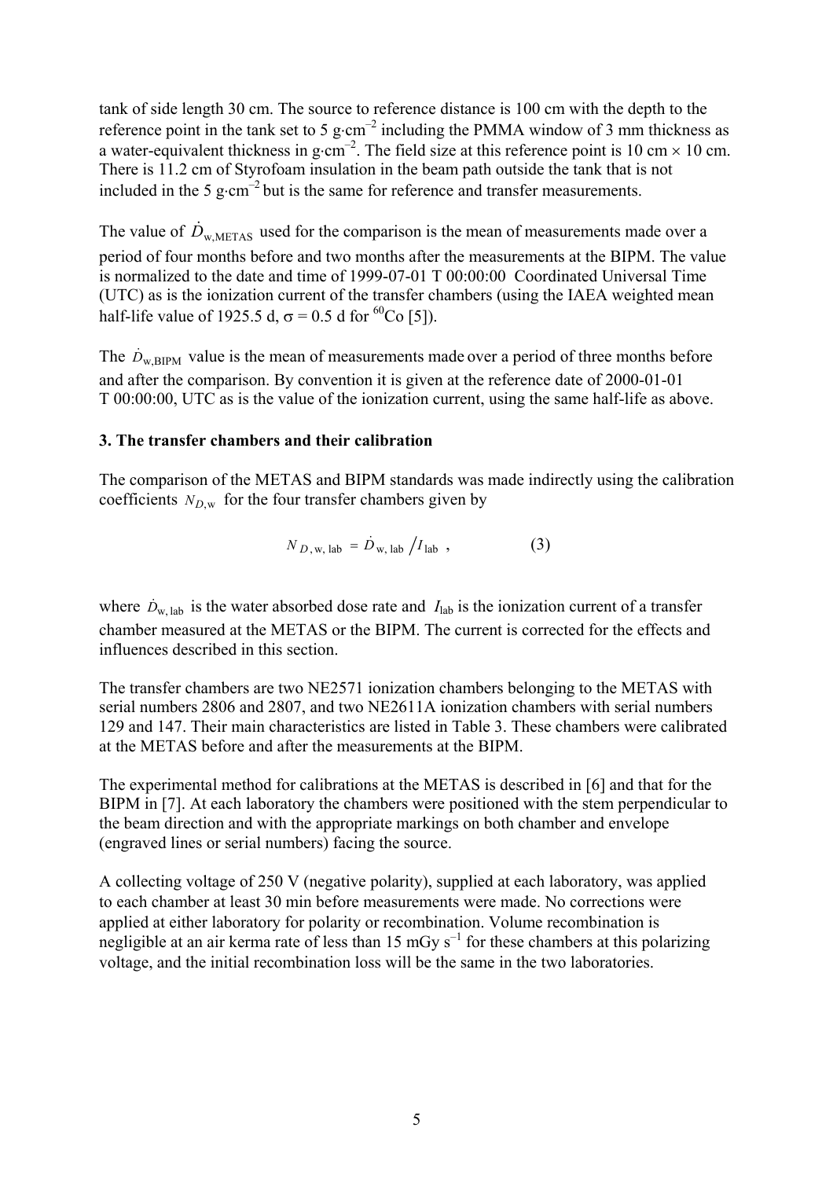tank of side length 30 cm. The source to reference distance is 100 cm with the depth to the reference point in the tank set to 5 g·cm$^{-2}$ including the PMMA window of 3 mm thickness as a water-equivalent thickness in g·cm$^{-2}$. The field size at this reference point is 10 cm × 10 cm. There is 11.2 cm of Styrofoam insulation in the beam path outside the tank that is not included in the 5 g·cm$^{-2}$ but is the same for reference and transfer measurements.

The value of $\dot{D}_{\mathrm{w,METAS}}$ used for the comparison is the mean of measurements made over a period of four months before and two months after the measurements at the BIPM. The value is normalized to the date and time of 1999-07-01 T 00:00:00 Coordinated Universal Time (UTC) as is the ionization current of the transfer chambers (using the IAEA weighted mean half-life value of 1925.5 d, $\sigma$ = 0.5 d for $^{60}$Co [5]).

The $\dot{D}_{\mathrm{w,BIPM}}$ value is the mean of measurements made over a period of three months before and after the comparison. By convention it is given at the reference date of 2000-01-01 T 00:00:00, UTC as is the value of the ionization current, using the same half-life as above.

### 3. The transfer chambers and their calibration

The comparison of the METAS and BIPM standards was made indirectly using the calibration coefficients $N_{D,\mathrm{w}}$ for the four transfer chambers given by

$$N_{D,\mathrm{w,\,lab}} = \dot{D}_{\mathrm{w,\,lab}} \big/ I_{\mathrm{lab}} \ , \qquad (3)$$

where $\dot{D}_{\mathrm{w,\,lab}}$ is the water absorbed dose rate and $I_{\mathrm{lab}}$ is the ionization current of a transfer chamber measured at the METAS or the BIPM. The current is corrected for the effects and influences described in this section.

The transfer chambers are two NE2571 ionization chambers belonging to the METAS with serial numbers 2806 and 2807, and two NE2611A ionization chambers with serial numbers 129 and 147. Their main characteristics are listed in Table 3. These chambers were calibrated at the METAS before and after the measurements at the BIPM.

The experimental method for calibrations at the METAS is described in [6] and that for the BIPM in [7]. At each laboratory the chambers were positioned with the stem perpendicular to the beam direction and with the appropriate markings on both chamber and envelope (engraved lines or serial numbers) facing the source.

A collecting voltage of 250 V (negative polarity), supplied at each laboratory, was applied to each chamber at least 30 min before measurements were made. No corrections were applied at either laboratory for polarity or recombination. Volume recombination is negligible at an air kerma rate of less than 15 mGy s$^{-1}$ for these chambers at this polarizing voltage, and the initial recombination loss will be the same in the two laboratories.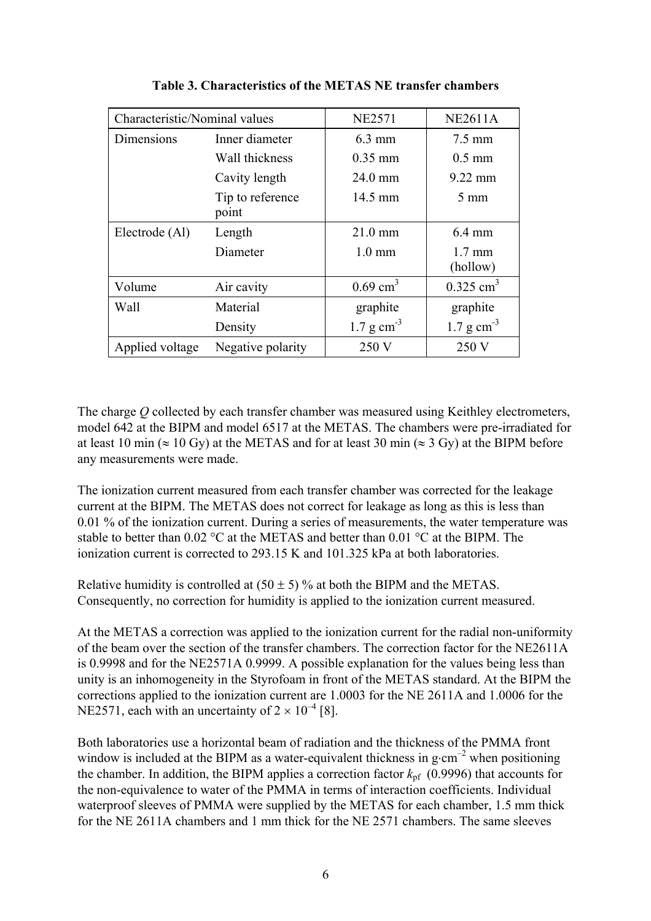**Table 3. Characteristics of the METAS NE transfer chambers**

| Characteristic/Nominal values | | NE2571 | NE2611A |
|---|---|---|---|
| Dimensions | Inner diameter | 6.3 mm | 7.5 mm |
| | Wall thickness | 0.35 mm | 0.5 mm |
| | Cavity length | 24.0 mm | 9.22 mm |
| | Tip to reference point | 14.5 mm | 5 mm |
| Electrode (Al) | Length | 21.0 mm | 6.4 mm |
| | Diameter | 1.0 mm | 1.7 mm (hollow) |
| Volume | Air cavity | 0.69 $cm^3$ | 0.325 $cm^3$ |
| Wall | Material | graphite | graphite |
| | Density | 1.7 g $cm^{-3}$ | 1.7 g $cm^{-3}$ |
| Applied voltage | Negative polarity | 250 V | 250 V |

The charge $Q$ collected by each transfer chamber was measured using Keithley electrometers, model 642 at the BIPM and model 6517 at the METAS. The chambers were pre-irradiated for at least 10 min ($\approx$ 10 Gy) at the METAS and for at least 30 min ($\approx$ 3 Gy) at the BIPM before any measurements were made.

The ionization current measured from each transfer chamber was corrected for the leakage current at the BIPM. The METAS does not correct for leakage as long as this is less than 0.01 % of the ionization current. During a series of measurements, the water temperature was stable to better than 0.02 °C at the METAS and better than 0.01 °C at the BIPM. The ionization current is corrected to 293.15 K and 101.325 kPa at both laboratories.

Relative humidity is controlled at (50 ± 5) % at both the BIPM and the METAS. Consequently, no correction for humidity is applied to the ionization current measured.

At the METAS a correction was applied to the ionization current for the radial non-uniformity of the beam over the section of the transfer chambers. The correction factor for the NE2611A is 0.9998 and for the NE2571A 0.9999. A possible explanation for the values being less than unity is an inhomogeneity in the Styrofoam in front of the METAS standard. At the BIPM the corrections applied to the ionization current are 1.0003 for the NE 2611A and 1.0006 for the NE2571, each with an uncertainty of $2 \times 10^{-4}$ [8].

Both laboratories use a horizontal beam of radiation and the thickness of the PMMA front window is included at the BIPM as a water-equivalent thickness in g·$cm^{-2}$ when positioning the chamber. In addition, the BIPM applies a correction factor $k_{pf}$ (0.9996) that accounts for the non-equivalence to water of the PMMA in terms of interaction coefficients. Individual waterproof sleeves of PMMA were supplied by the METAS for each chamber, 1.5 mm thick for the NE 2611A chambers and 1 mm thick for the NE 2571 chambers. The same sleeves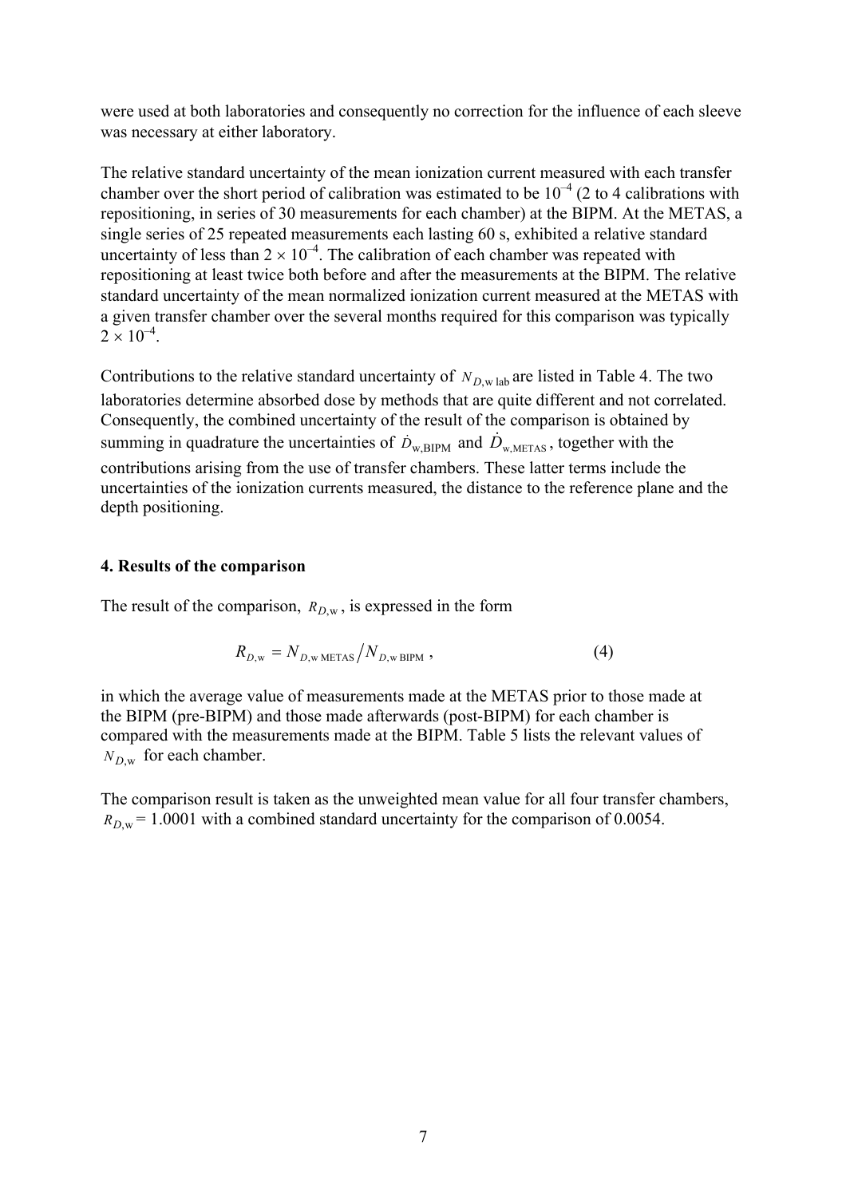were used at both laboratories and consequently no correction for the influence of each sleeve was necessary at either laboratory.

The relative standard uncertainty of the mean ionization current measured with each transfer chamber over the short period of calibration was estimated to be $10^{-4}$ (2 to 4 calibrations with repositioning, in series of 30 measurements for each chamber) at the BIPM. At the METAS, a single series of 25 repeated measurements each lasting 60 s, exhibited a relative standard uncertainty of less than $2 \times 10^{-4}$. The calibration of each chamber was repeated with repositioning at least twice both before and after the measurements at the BIPM. The relative standard uncertainty of the mean normalized ionization current measured at the METAS with a given transfer chamber over the several months required for this comparison was typically $2 \times 10^{-4}$.

Contributions to the relative standard uncertainty of $N_{D,\text{w lab}}$ are listed in Table 4. The two laboratories determine absorbed dose by methods that are quite different and not correlated. Consequently, the combined uncertainty of the result of the comparison is obtained by summing in quadrature the uncertainties of $\dot{D}_{\text{w,BIPM}}$ and $\dot{D}_{\text{w,METAS}}$, together with the contributions arising from the use of transfer chambers. These latter terms include the uncertainties of the ionization currents measured, the distance to the reference plane and the depth positioning.

### 4. Results of the comparison

The result of the comparison, $R_{D,\text{w}}$, is expressed in the form

$$R_{D,\text{w}} = N_{D,\text{w METAS}} / N_{D,\text{w BIPM}} \,, \tag{4}$$

in which the average value of measurements made at the METAS prior to those made at the BIPM (pre-BIPM) and those made afterwards (post-BIPM) for each chamber is compared with the measurements made at the BIPM. Table 5 lists the relevant values of $N_{D,\text{w}}$ for each chamber.

The comparison result is taken as the unweighted mean value for all four transfer chambers, $R_{D,\text{w}} = 1.0001$ with a combined standard uncertainty for the comparison of 0.0054.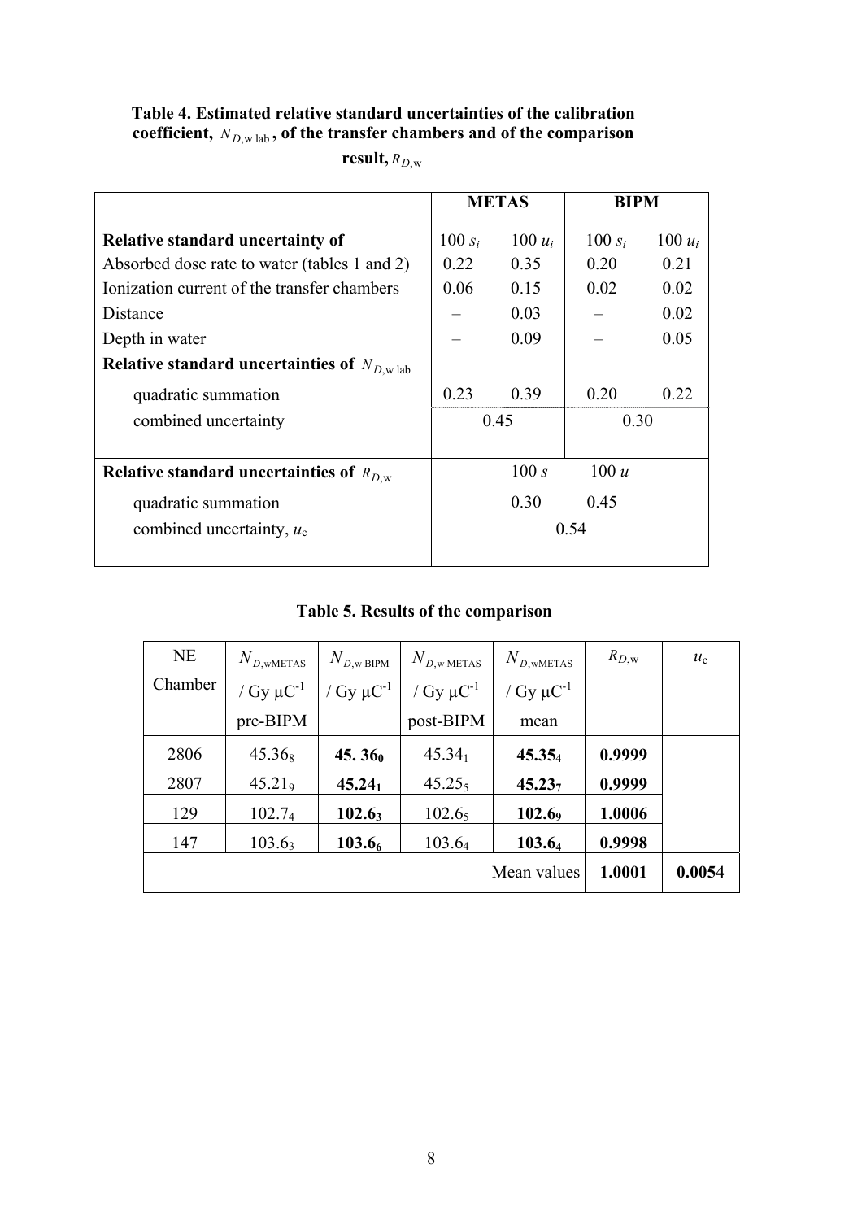**Table 4. Estimated relative standard uncertainties of the calibration coefficient, $N_{D,\mathrm{w\,lab}}$, of the transfer chambers and of the comparison result, $R_{D,\mathrm{w}}$**

| | METAS | | BIPM | |
|---|---|---|---|---|
| **Relative standard uncertainty of** | $100\,s_i$ | $100\,u_i$ | $100\,s_i$ | $100\,u_i$ |
| Absorbed dose rate to water (tables 1 and 2) | 0.22 | 0.35 | 0.20 | 0.21 |
| Ionization current of the transfer chambers | 0.06 | 0.15 | 0.02 | 0.02 |
| Distance | – | 0.03 | – | 0.02 |
| Depth in water | – | 0.09 | – | 0.05 |
| **Relative standard uncertainties of $N_{D,\mathrm{w\,lab}}$** | | | | |
| quadratic summation | 0.23 | 0.39 | 0.20 | 0.22 |
| combined uncertainty | 0.45 | | 0.30 | |
| **Relative standard uncertainties of $R_{D,\mathrm{w}}$** | $100\,s$ | $100\,u$ | | |
| quadratic summation | 0.30 | 0.45 | | |
| combined uncertainty, $u_c$ | 0.54 | | | |

**Table 5. Results of the comparison**

| NE Chamber | $N_{D,\mathrm{wMETAS}}$ / Gy μC$^{-1}$ pre-BIPM | $N_{D,\mathrm{w\,BIPM}}$ / Gy μC$^{-1}$ | $N_{D,\mathrm{w\,METAS}}$ / Gy μC$^{-1}$ post-BIPM | $N_{D,\mathrm{wMETAS}}$ / Gy μC$^{-1}$ mean | $R_{D,\mathrm{w}}$ | $u_c$ |
|---|---|---|---|---|---|---|
| 2806 | $45.36_8$ | **$45.36_0$** | $45.34_1$ | **$45.35_4$** | **0.9999** | |
| 2807 | $45.21_9$ | **$45.24_1$** | $45.25_5$ | **$45.23_7$** | **0.9999** | |
| 129 | $102.7_4$ | **$102.6_3$** | $102.6_5$ | **$102.6_9$** | **1.0006** | |
| 147 | $103.6_3$ | **$103.6_6$** | $103.6_4$ | **$103.6_4$** | **0.9998** | |
| | | | | Mean values | **1.0001** | **0.0054** |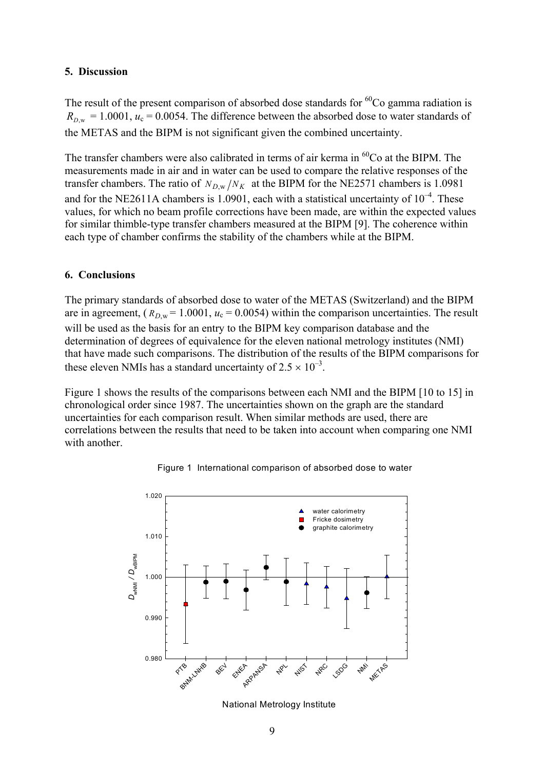## 5. Discussion

The result of the present comparison of absorbed dose standards for $^{60}$Co gamma radiation is $R_{D,\mathrm{w}}$ = 1.0001, $u_c$ = 0.0054. The difference between the absorbed dose to water standards of the METAS and the BIPM is not significant given the combined uncertainty.

The transfer chambers were also calibrated in terms of air kerma in $^{60}$Co at the BIPM. The measurements made in air and in water can be used to compare the relative responses of the transfer chambers. The ratio of $N_{D,\mathrm{w}}/N_K$ at the BIPM for the NE2571 chambers is 1.0981 and for the NE2611A chambers is 1.0901, each with a statistical uncertainty of $10^{-4}$. These values, for which no beam profile corrections have been made, are within the expected values for similar thimble-type transfer chambers measured at the BIPM [9]. The coherence within each type of chamber confirms the stability of the chambers while at the BIPM.

## 6. Conclusions

The primary standards of absorbed dose to water of the METAS (Switzerland) and the BIPM are in agreement, ($R_{D,\mathrm{w}}$ = 1.0001, $u_c$ = 0.0054) within the comparison uncertainties. The result will be used as the basis for an entry to the BIPM key comparison database and the determination of degrees of equivalence for the eleven national metrology institutes (NMI) that have made such comparisons. The distribution of the results of the BIPM comparisons for these eleven NMIs has a standard uncertainty of $2.5 \times 10^{-3}$.

Figure 1 shows the results of the comparisons between each NMI and the BIPM [10 to 15] in chronological order since 1987. The uncertainties shown on the graph are the standard uncertainties for each comparison result. When similar methods are used, there are correlations between the results that need to be taken into account when comparing one NMI with another.

Figure 1 International comparison of absorbed dose to water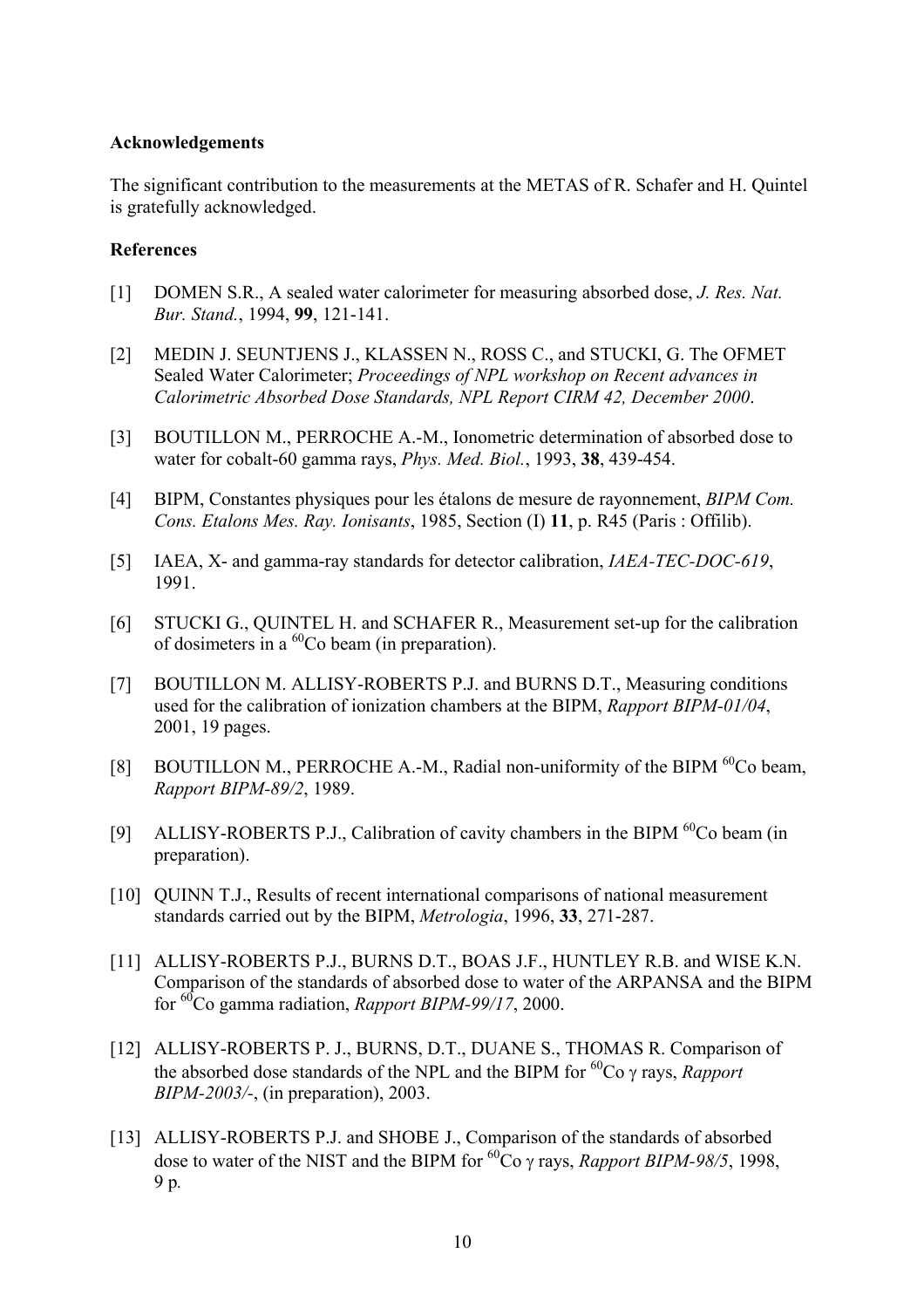## Acknowledgements

The significant contribution to the measurements at the METAS of R. Schafer and H. Quintel is gratefully acknowledged.

## References

[1] DOMEN S.R., A sealed water calorimeter for measuring absorbed dose, *J. Res. Nat. Bur. Stand.*, 1994, **99**, 121-141.

[2] MEDIN J. SEUNTJENS J., KLASSEN N., ROSS C., and STUCKI, G. The OFMET Sealed Water Calorimeter; *Proceedings of NPL workshop on Recent advances in Calorimetric Absorbed Dose Standards, NPL Report CIRM 42, December 2000*.

[3] BOUTILLON M., PERROCHE A.-M., Ionometric determination of absorbed dose to water for cobalt-60 gamma rays, *Phys. Med. Biol.*, 1993, **38**, 439-454.

[4] BIPM, Constantes physiques pour les étalons de mesure de rayonnement, *BIPM Com. Cons. Etalons Mes. Ray. Ionisants*, 1985, Section (I) **11**, p. R45 (Paris : Offilib).

[5] IAEA, X- and gamma-ray standards for detector calibration, *IAEA-TEC-DOC-619*, 1991.

[6] STUCKI G., QUINTEL H. and SCHAFER R., Measurement set-up for the calibration of dosimeters in a $^{60}$Co beam (in preparation).

[7] BOUTILLON M. ALLISY-ROBERTS P.J. and BURNS D.T., Measuring conditions used for the calibration of ionization chambers at the BIPM, *Rapport BIPM-01/04*, 2001, 19 pages.

[8] BOUTILLON M., PERROCHE A.-M., Radial non-uniformity of the BIPM $^{60}$Co beam, *Rapport BIPM-89/2*, 1989.

[9] ALLISY-ROBERTS P.J., Calibration of cavity chambers in the BIPM $^{60}$Co beam (in preparation).

[10] QUINN T.J., Results of recent international comparisons of national measurement standards carried out by the BIPM, *Metrologia*, 1996, **33**, 271-287.

[11] ALLISY-ROBERTS P.J., BURNS D.T., BOAS J.F., HUNTLEY R.B. and WISE K.N. Comparison of the standards of absorbed dose to water of the ARPANSA and the BIPM for $^{60}$Co gamma radiation, *Rapport BIPM-99/17*, 2000.

[12] ALLISY-ROBERTS P. J., BURNS, D.T., DUANE S., THOMAS R. Comparison of the absorbed dose standards of the NPL and the BIPM for $^{60}$Co $\gamma$ rays, *Rapport BIPM-2003/-*, (in preparation), 2003.

[13] ALLISY-ROBERTS P.J. and SHOBE J., Comparison of the standards of absorbed dose to water of the NIST and the BIPM for $^{60}$Co $\gamma$ rays, *Rapport BIPM-98/5*, 1998, 9 p.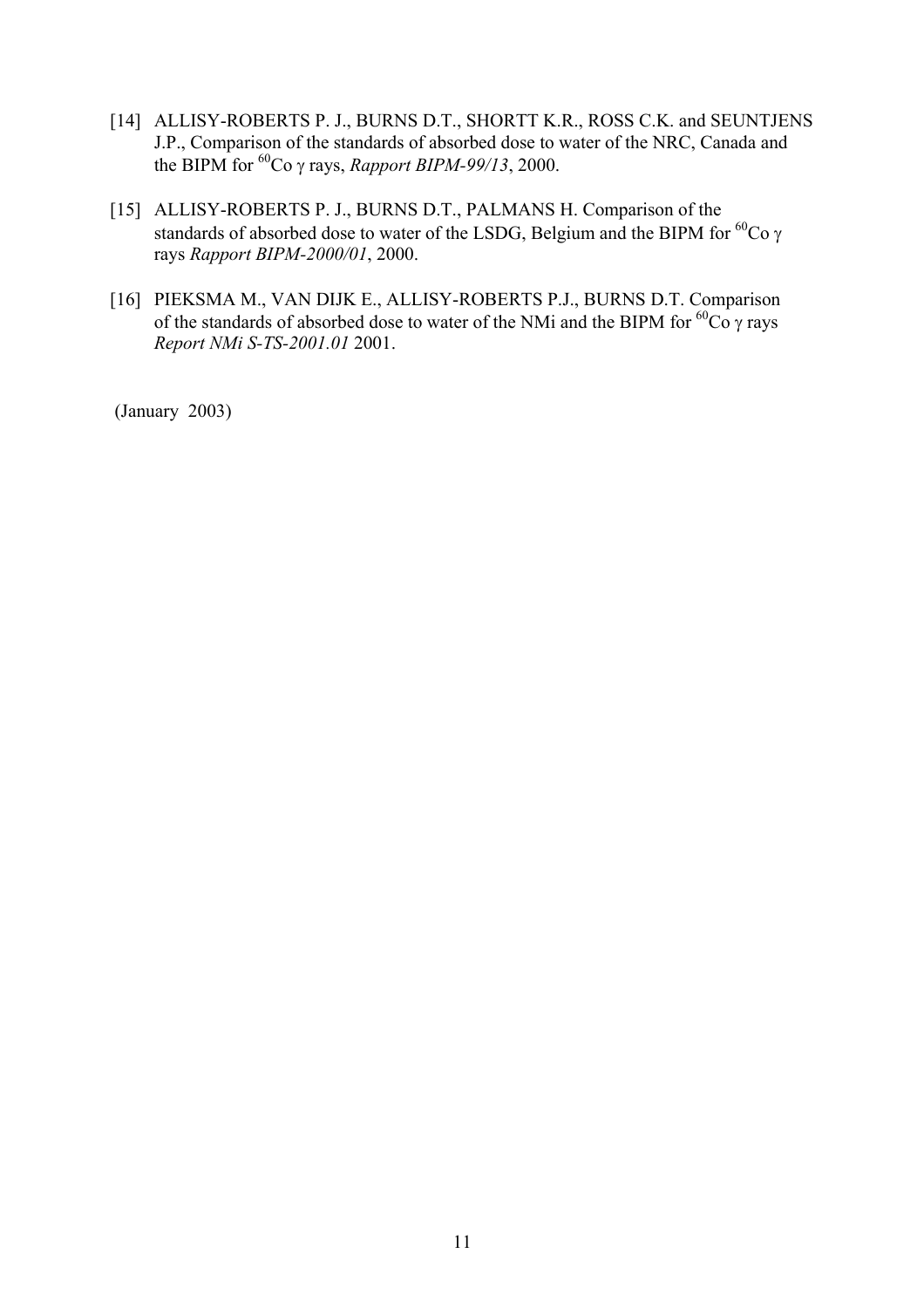[14] ALLISY-ROBERTS P. J., BURNS D.T., SHORTT K.R., ROSS C.K. and SEUNTJENS J.P., Comparison of the standards of absorbed dose to water of the NRC, Canada and the BIPM for $^{60}$Co $\gamma$ rays, *Rapport BIPM-99/13*, 2000.

[15] ALLISY-ROBERTS P. J., BURNS D.T., PALMANS H. Comparison of the standards of absorbed dose to water of the LSDG, Belgium and the BIPM for $^{60}$Co $\gamma$ rays *Rapport BIPM-2000/01*, 2000.

[16] PIEKSMA M., VAN DIJK E., ALLISY-ROBERTS P.J., BURNS D.T. Comparison of the standards of absorbed dose to water of the NMi and the BIPM for $^{60}$Co $\gamma$ rays *Report NMi S-TS-2001.01* 2001.

(January 2003)